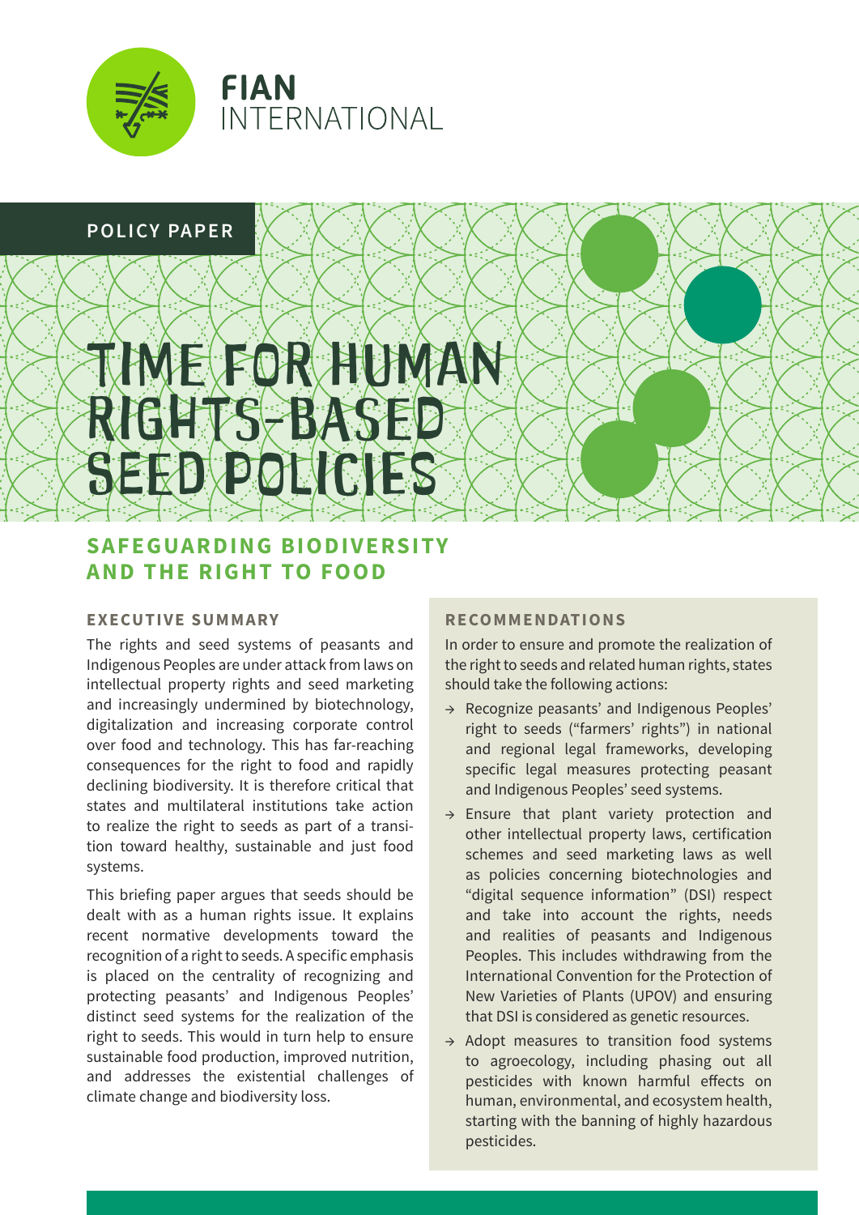FIAN INTERNATIONAL

POLICY PAPER

# TIME FOR HUMAN RIGHTS-BASED SEED POLICIES

## SAFEGUARDING BIODIVERSITY AND THE RIGHT TO FOOD

### EXECUTIVE SUMMARY

The rights and seed systems of peasants and Indigenous Peoples are under attack from laws on intellectual property rights and seed marketing and increasingly undermined by biotechnology, digitalization and increasing corporate control over food and technology. This has far-reaching consequences for the right to food and rapidly declining biodiversity. It is therefore critical that states and multilateral institutions take action to realize the right to seeds as part of a transition toward healthy, sustainable and just food systems.

This briefing paper argues that seeds should be dealt with as a human rights issue. It explains recent normative developments toward the recognition of a right to seeds. A specific emphasis is placed on the centrality of recognizing and protecting peasants' and Indigenous Peoples' distinct seed systems for the realization of the right to seeds. This would in turn help to ensure sustainable food production, improved nutrition, and addresses the existential challenges of climate change and biodiversity loss.

### RECOMMENDATIONS

In order to ensure and promote the realization of the right to seeds and related human rights, states should take the following actions:

- Recognize peasants' and Indigenous Peoples' right to seeds ("farmers' rights") in national and regional legal frameworks, developing specific legal measures protecting peasant and Indigenous Peoples' seed systems.
- Ensure that plant variety protection and other intellectual property laws, certification schemes and seed marketing laws as well as policies concerning biotechnologies and "digital sequence information" (DSI) respect and take into account the rights, needs and realities of peasants and Indigenous Peoples. This includes withdrawing from the International Convention for the Protection of New Varieties of Plants (UPOV) and ensuring that DSI is considered as genetic resources.
- Adopt measures to transition food systems to agroecology, including phasing out all pesticides with known harmful effects on human, environmental, and ecosystem health, starting with the banning of highly hazardous pesticides.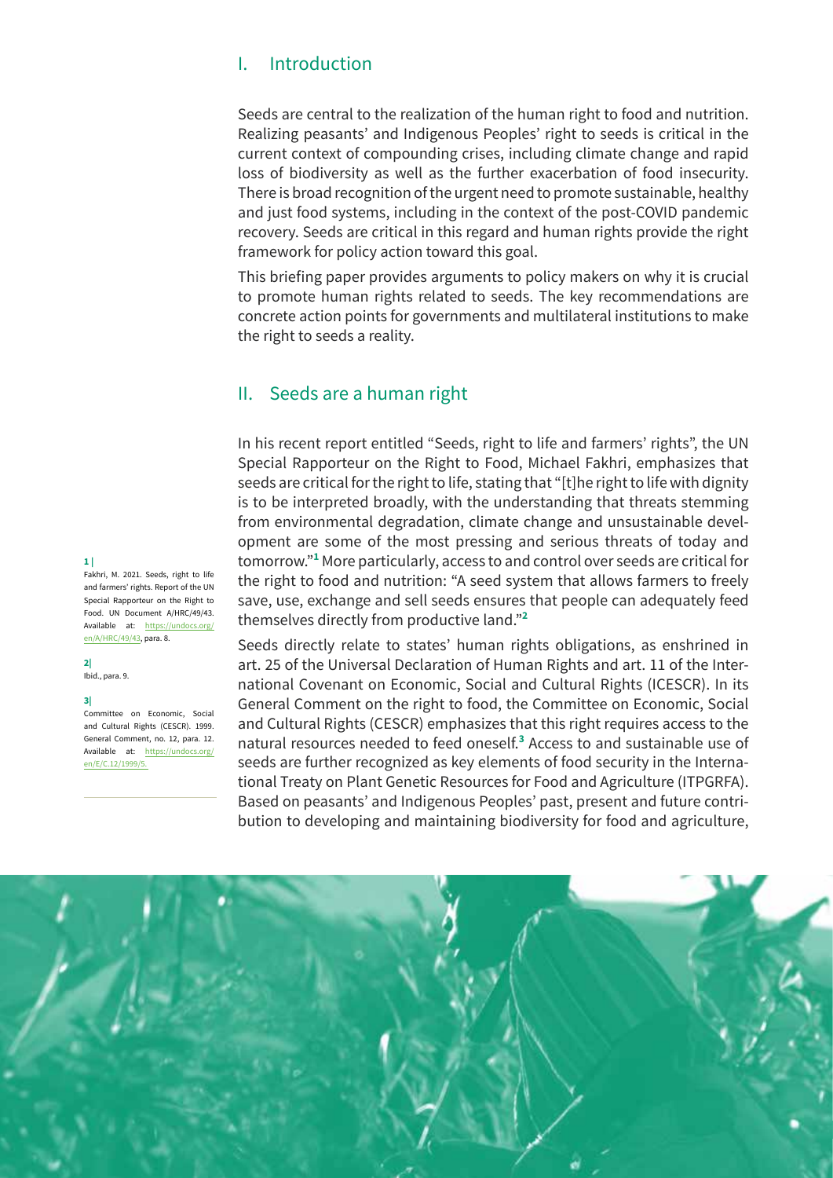## I. Introduction

Seeds are central to the realization of the human right to food and nutrition. Realizing peasants' and Indigenous Peoples' right to seeds is critical in the current context of compounding crises, including climate change and rapid loss of biodiversity as well as the further exacerbation of food insecurity. There is broad recognition of the urgent need to promote sustainable, healthy and just food systems, including in the context of the post-COVID pandemic recovery. Seeds are critical in this regard and human rights provide the right framework for policy action toward this goal.

This briefing paper provides arguments to policy makers on why it is crucial to promote human rights related to seeds. The key recommendations are concrete action points for governments and multilateral institutions to make the right to seeds a reality.

## II. Seeds are a human right

In his recent report entitled "Seeds, right to life and farmers' rights", the UN Special Rapporteur on the Right to Food, Michael Fakhri, emphasizes that seeds are critical for the right to life, stating that "[t]he right to life with dignity is to be interpreted broadly, with the understanding that threats stemming from environmental degradation, climate change and unsustainable development are some of the most pressing and serious threats of today and tomorrow."[1] More particularly, access to and control over seeds are critical for the right to food and nutrition: "A seed system that allows farmers to freely save, use, exchange and sell seeds ensures that people can adequately feed themselves directly from productive land."[2]

Seeds directly relate to states' human rights obligations, as enshrined in art. 25 of the Universal Declaration of Human Rights and art. 11 of the International Covenant on Economic, Social and Cultural Rights (ICESCR). In its General Comment on the right to food, the Committee on Economic, Social and Cultural Rights (CESCR) emphasizes that this right requires access to the natural resources needed to feed oneself.[3] Access to and sustainable use of seeds are further recognized as key elements of food security in the International Treaty on Plant Genetic Resources for Food and Agriculture (ITPGRFA). Based on peasants' and Indigenous Peoples' past, present and future contribution to developing and maintaining biodiversity for food and agriculture,

1| Fakhri, M. 2021. Seeds, right to life and farmers' rights. Report of the UN Special Rapporteur on the Right to Food. UN Document A/HRC/49/43. Available at: https://undocs.org/en/A/HRC/49/43, para. 8.

2| Ibid., para. 9.

3| Committee on Economic, Social and Cultural Rights (CESCR). 1999. General Comment, no. 12, para. 12. Available at: https://undocs.org/en/E/C.12/1999/5.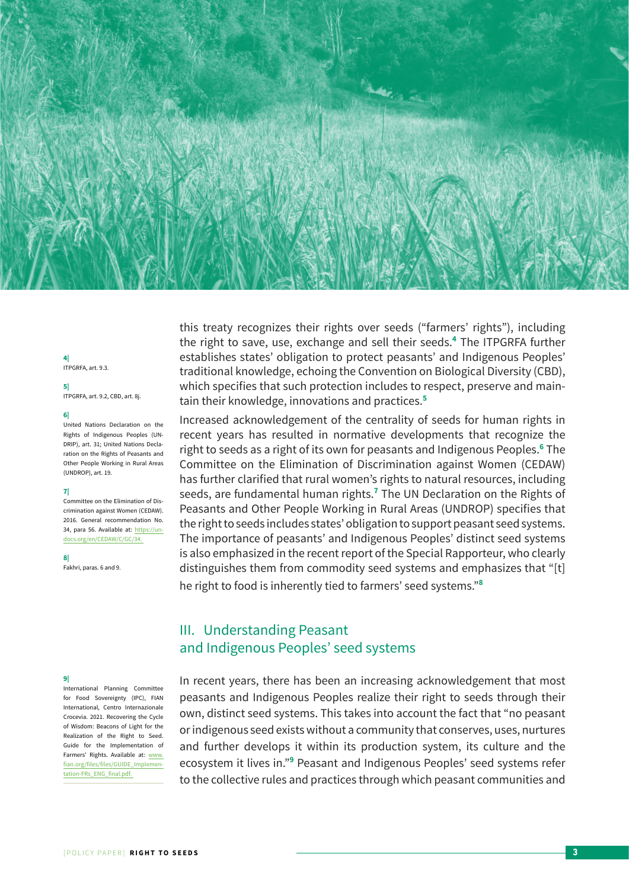this treaty recognizes their rights over seeds ("farmers' rights"), including the right to save, use, exchange and sell their seeds.[4] The ITPGRFA further establishes states' obligation to protect peasants' and Indigenous Peoples' traditional knowledge, echoing the Convention on Biological Diversity (CBD), which specifies that such protection includes to respect, preserve and maintain their knowledge, innovations and practices.[5]

Increased acknowledgement of the centrality of seeds for human rights in recent years has resulted in normative developments that recognize the right to seeds as a right of its own for peasants and Indigenous Peoples.[6] The Committee on the Elimination of Discrimination against Women (CEDAW) has further clarified that rural women's rights to natural resources, including seeds, are fundamental human rights.[7] The UN Declaration on the Rights of Peasants and Other People Working in Rural Areas (UNDROP) specifies that the right to seeds includes states' obligation to support peasant seed systems. The importance of peasants' and Indigenous Peoples' distinct seed systems is also emphasized in the recent report of the Special Rapporteur, who clearly distinguishes them from commodity seed systems and emphasizes that "[t]he right to food is inherently tied to farmers' seed systems."[8]

## III. Understanding Peasant and Indigenous Peoples' seed systems

In recent years, there has been an increasing acknowledgement that most peasants and Indigenous Peoples realize their right to seeds through their own, distinct seed systems. This takes into account the fact that "no peasant or indigenous seed exists without a community that conserves, uses, nurtures and further develops it within its production system, its culture and the ecosystem it lives in."[9] Peasant and Indigenous Peoples' seed systems refer to the collective rules and practices through which peasant communities and

---

4| ITPGRFA, art. 9.3.

5| ITPGRFA, art. 9.2, CBD, art. 8j.

6| United Nations Declaration on the Rights of Indigenous Peoples (UNDRIP), art. 31; United Nations Declaration on the Rights of Peasants and Other People Working in Rural Areas (UNDROP), art. 19.

7| Committee on the Elimination of Discrimination against Women (CEDAW). 2016. General recommendation No. 34, para 56. Available at: https://undocs.org/en/CEDAW/C/GC/34.

8| Fakhri, paras. 6 and 9.

9| International Planning Committee for Food Sovereignty (IPC), FIAN International, Centro Internazionale Crocevia. 2021. Recovering the Cycle of Wisdom: Beacons of Light for the Realization of the Right to Seed. Guide for the Implementation of Farmers' Rights. Available at: www.fian.org/files/files/GUIDE_Implementation-FRs_ENG_final.pdf.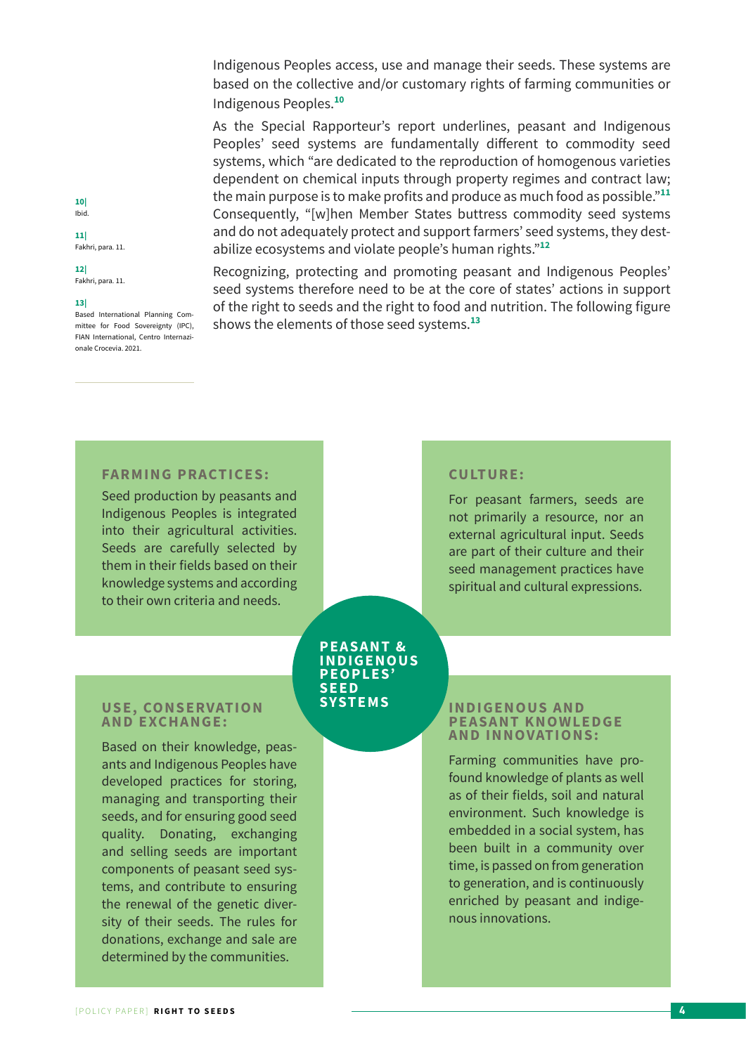Indigenous Peoples access, use and manage their seeds. These systems are based on the collective and/or customary rights of farming communities or Indigenous Peoples.[10]

As the Special Rapporteur's report underlines, peasant and Indigenous Peoples' seed systems are fundamentally different to commodity seed systems, which "are dedicated to the reproduction of homogenous varieties dependent on chemical inputs through property regimes and contract law; the main purpose is to make profits and produce as much food as possible."[11] Consequently, "[w]hen Member States buttress commodity seed systems and do not adequately protect and support farmers' seed systems, they destabilize ecosystems and violate people's human rights."[12]

Recognizing, protecting and promoting peasant and Indigenous Peoples' seed systems therefore need to be at the core of states' actions in support of the right to seeds and the right to food and nutrition. The following figure shows the elements of those seed systems.[13]

10| Ibid.

11| Fakhri, para. 11.

12| Fakhri, para. 11.

13| Based International Planning Committee for Food Sovereignty (IPC), FIAN International, Centro Internazionale Crocevia. 2021.

**PEASANT & INDIGENOUS PEOPLES' SEED SYSTEMS**

**FARMING PRACTICES:**

Seed production by peasants and Indigenous Peoples is integrated into their agricultural activities. Seeds are carefully selected by them in their fields based on their knowledge systems and according to their own criteria and needs.

**CULTURE:**

For peasant farmers, seeds are not primarily a resource, nor an external agricultural input. Seeds are part of their culture and their seed management practices have spiritual and cultural expressions.

**USE, CONSERVATION AND EXCHANGE:**

Based on their knowledge, peasants and Indigenous Peoples have developed practices for storing, managing and transporting their seeds, and for ensuring good seed quality. Donating, exchanging and selling seeds are important components of peasant seed systems, and contribute to ensuring the renewal of the genetic diversity of their seeds. The rules for donations, exchange and sale are determined by the communities.

**INDIGENOUS AND PEASANT KNOWLEDGE AND INNOVATIONS:**

Farming communities have profound knowledge of plants as well as of their fields, soil and natural environment. Such knowledge is embedded in a social system, has been built in a community over time, is passed on from generation to generation, and is continuously enriched by peasant and indigenous innovations.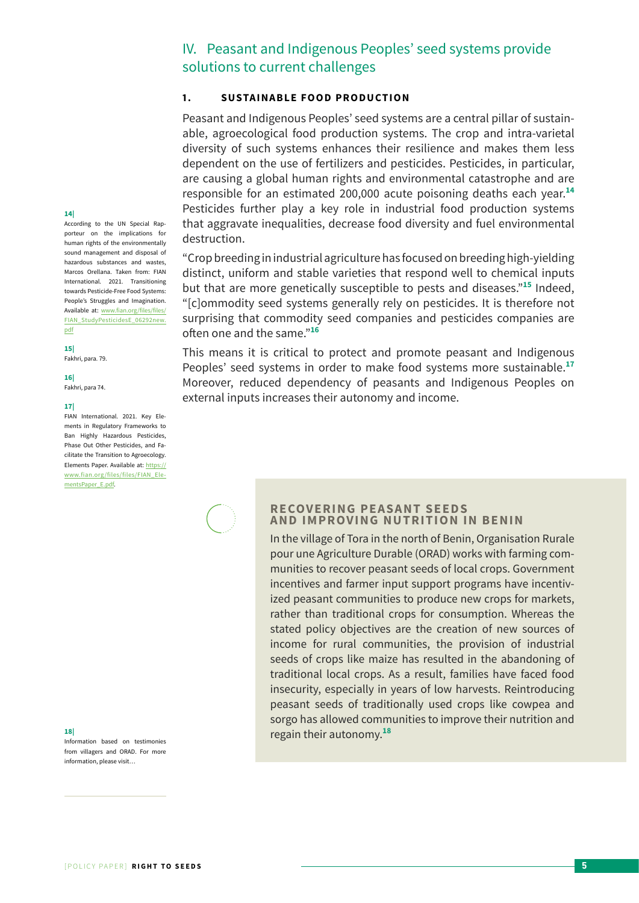## IV. Peasant and Indigenous Peoples' seed systems provide solutions to current challenges

### 1. SUSTAINABLE FOOD PRODUCTION

Peasant and Indigenous Peoples' seed systems are a central pillar of sustainable, agroecological food production systems. The crop and intra-varietal diversity of such systems enhances their resilience and makes them less dependent on the use of fertilizers and pesticides. Pesticides, in particular, are causing a global human rights and environmental catastrophe and are responsible for an estimated 200,000 acute poisoning deaths each year.[14] Pesticides further play a key role in industrial food production systems that aggravate inequalities, decrease food diversity and fuel environmental destruction.

"Crop breeding in industrial agriculture has focused on breeding high-yielding distinct, uniform and stable varieties that respond well to chemical inputs but that are more genetically susceptible to pests and diseases."[15] Indeed, "[c]ommodity seed systems generally rely on pesticides. It is therefore not surprising that commodity seed companies and pesticides companies are often one and the same."[16]

This means it is critical to protect and promote peasant and Indigenous Peoples' seed systems in order to make food systems more sustainable.[17] Moreover, reduced dependency of peasants and Indigenous Peoples on external inputs increases their autonomy and income.

#### RECOVERING PEASANT SEEDS AND IMPROVING NUTRITION IN BENIN

In the village of Tora in the north of Benin, Organisation Rurale pour une Agriculture Durable (ORAD) works with farming communities to recover peasant seeds of local crops. Government incentives and farmer input support programs have incentivized peasant communities to produce new crops for markets, rather than traditional crops for consumption. Whereas the stated policy objectives are the creation of new sources of income for rural communities, the provision of industrial seeds of crops like maize has resulted in the abandoning of traditional local crops. As a result, families have faced food insecurity, especially in years of low harvests. Reintroducing peasant seeds of traditionally used crops like cowpea and sorgo has allowed communities to improve their nutrition and regain their autonomy.[18]

---

14| According to the UN Special Rapporteur on the implications for human rights of the environmentally sound management and disposal of hazardous substances and wastes, Marcos Orellana. Taken from: FIAN International. 2021. Transitioning towards Pesticide-Free Food Systems: People's Struggles and Imagination. Available at: www.fian.org/files/files/FIAN_StudyPesticidesE_06292new.pdf

15| Fakhri, para. 79.

16| Fakhri, para 74.

17| FIAN International. 2021. Key Elements in Regulatory Frameworks to Ban Highly Hazardous Pesticides, Phase Out Other Pesticides, and Facilitate the Transition to Agroecology. Elements Paper. Available at: https://www.fian.org/files/files/FIAN_ElementsPaper_E.pdf.

18| Information based on testimonies from villagers and ORAD. For more information, please visit…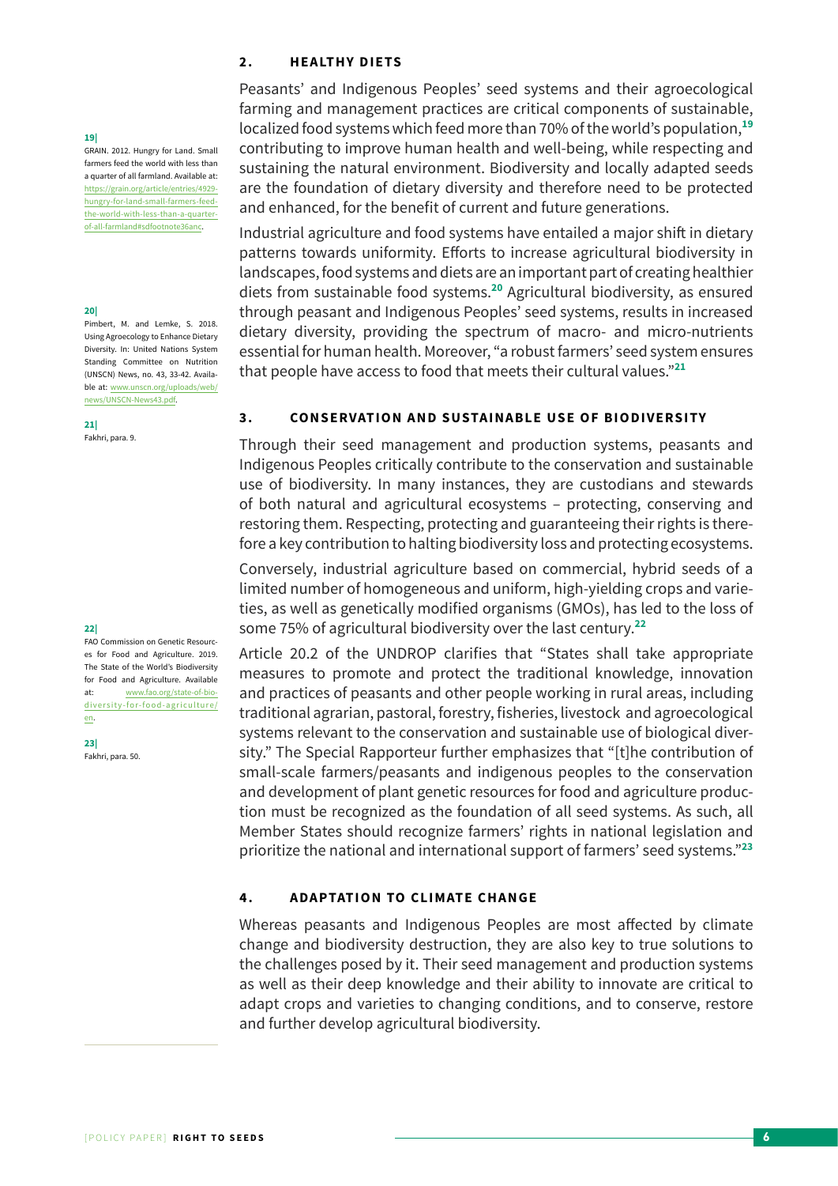## 2. HEALTHY DIETS

Peasants' and Indigenous Peoples' seed systems and their agroecological farming and management practices are critical components of sustainable, localized food systems which feed more than 70% of the world's population,[19] contributing to improve human health and well-being, while respecting and sustaining the natural environment. Biodiversity and locally adapted seeds are the foundation of dietary diversity and therefore need to be protected and enhanced, for the benefit of current and future generations.

Industrial agriculture and food systems have entailed a major shift in dietary patterns towards uniformity. Efforts to increase agricultural biodiversity in landscapes, food systems and diets are an important part of creating healthier diets from sustainable food systems.[20] Agricultural biodiversity, as ensured through peasant and Indigenous Peoples' seed systems, results in increased dietary diversity, providing the spectrum of macro- and micro-nutrients essential for human health. Moreover, "a robust farmers' seed system ensures that people have access to food that meets their cultural values."[21]

## 3. CONSERVATION AND SUSTAINABLE USE OF BIODIVERSITY

Through their seed management and production systems, peasants and Indigenous Peoples critically contribute to the conservation and sustainable use of biodiversity. In many instances, they are custodians and stewards of both natural and agricultural ecosystems – protecting, conserving and restoring them. Respecting, protecting and guaranteeing their rights is therefore a key contribution to halting biodiversity loss and protecting ecosystems.

Conversely, industrial agriculture based on commercial, hybrid seeds of a limited number of homogeneous and uniform, high-yielding crops and varieties, as well as genetically modified organisms (GMOs), has led to the loss of some 75% of agricultural biodiversity over the last century.[22]

Article 20.2 of the UNDROP clarifies that "States shall take appropriate measures to promote and protect the traditional knowledge, innovation and practices of peasants and other people working in rural areas, including traditional agrarian, pastoral, forestry, fisheries, livestock and agroecological systems relevant to the conservation and sustainable use of biological diversity." The Special Rapporteur further emphasizes that "[t]he contribution of small-scale farmers/peasants and indigenous peoples to the conservation and development of plant genetic resources for food and agriculture production must be recognized as the foundation of all seed systems. As such, all Member States should recognize farmers' rights in national legislation and prioritize the national and international support of farmers' seed systems."[23]

## 4. ADAPTATION TO CLIMATE CHANGE

Whereas peasants and Indigenous Peoples are most affected by climate change and biodiversity destruction, they are also key to true solutions to the challenges posed by it. Their seed management and production systems as well as their deep knowledge and their ability to innovate are critical to adapt crops and varieties to changing conditions, and to conserve, restore and further develop agricultural biodiversity.

---

19| GRAIN. 2012. Hungry for Land. Small farmers feed the world with less than a quarter of all farmland. Available at: https://grain.org/article/entries/4929-hungry-for-land-small-farmers-feed-the-world-with-less-than-a-quarter-of-all-farmland#sdfootnote36anc.

20| Pimbert, M. and Lemke, S. 2018. Using Agroecology to Enhance Dietary Diversity. In: United Nations System Standing Committee on Nutrition (UNSCN) News, no. 43, 33-42. Available at: www.unscn.org/uploads/web/news/UNSCN-News43.pdf.

21| Fakhri, para. 9.

22| FAO Commission on Genetic Resources for Food and Agriculture. 2019. The State of the World's Biodiversity for Food and Agriculture. Available at: www.fao.org/state-of-biodiversity-for-food-agriculture/en.

23| Fakhri, para. 50.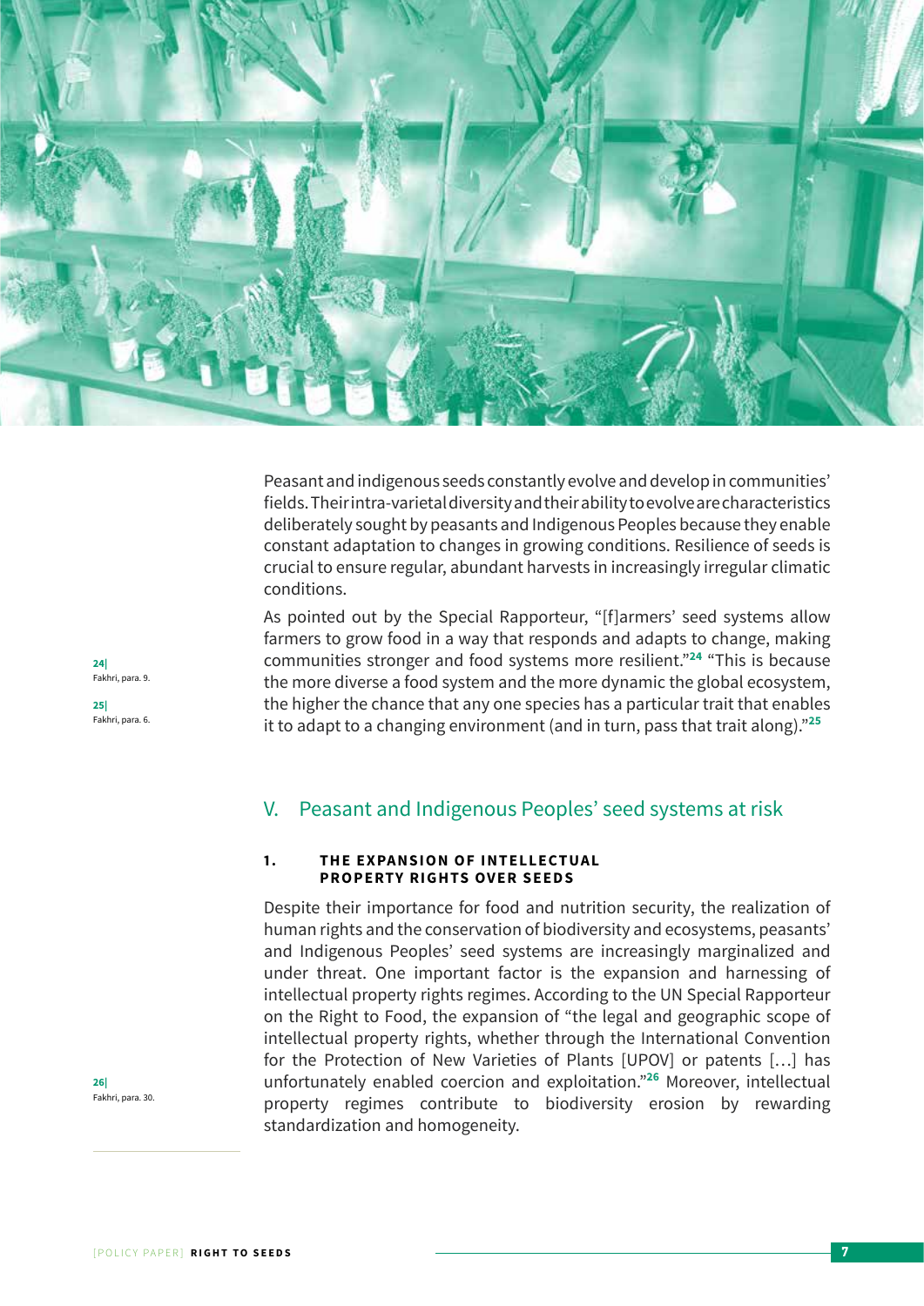Peasant and indigenous seeds constantly evolve and develop in communities' fields. Their intra-varietal diversity and their ability to evolve are characteristics deliberately sought by peasants and Indigenous Peoples because they enable constant adaptation to changes in growing conditions. Resilience of seeds is crucial to ensure regular, abundant harvests in increasingly irregular climatic conditions.

As pointed out by the Special Rapporteur, "[f]armers' seed systems allow farmers to grow food in a way that responds and adapts to change, making communities stronger and food systems more resilient."[24] "This is because the more diverse a food system and the more dynamic the global ecosystem, the higher the chance that any one species has a particular trait that enables it to adapt to a changing environment (and in turn, pass that trait along)."[25]

[24] Fakhri, para. 9.

[25] Fakhri, para. 6.

## V. Peasant and Indigenous Peoples' seed systems at risk

### 1. THE EXPANSION OF INTELLECTUAL PROPERTY RIGHTS OVER SEEDS

Despite their importance for food and nutrition security, the realization of human rights and the conservation of biodiversity and ecosystems, peasants' and Indigenous Peoples' seed systems are increasingly marginalized and under threat. One important factor is the expansion and harnessing of intellectual property rights regimes. According to the UN Special Rapporteur on the Right to Food, the expansion of "the legal and geographic scope of intellectual property rights, whether through the International Convention for the Protection of New Varieties of Plants [UPOV] or patents […] has unfortunately enabled coercion and exploitation."[26] Moreover, intellectual property regimes contribute to biodiversity erosion by rewarding standardization and homogeneity.

[26] Fakhri, para. 30.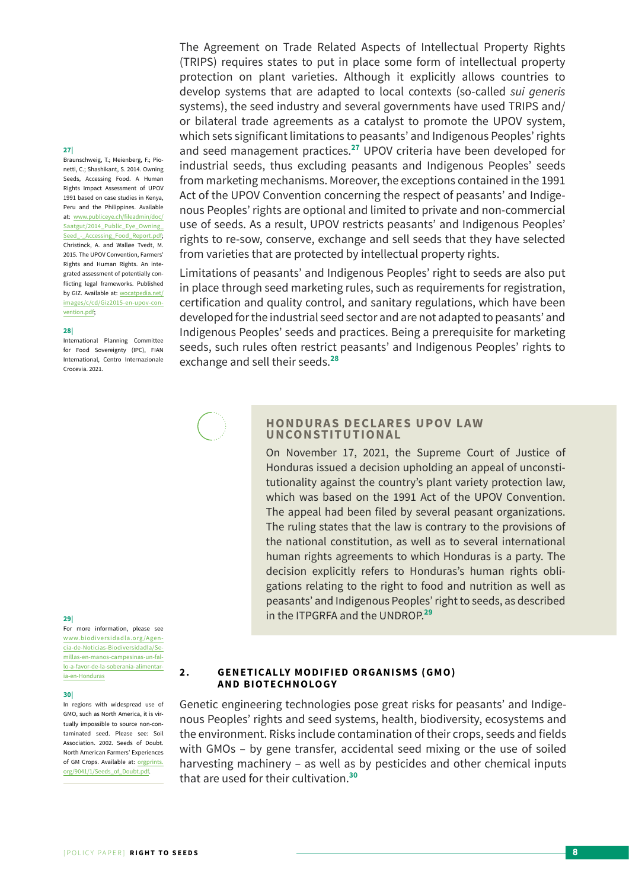The Agreement on Trade Related Aspects of Intellectual Property Rights (TRIPS) requires states to put in place some form of intellectual property protection on plant varieties. Although it explicitly allows countries to develop systems that are adapted to local contexts (so-called *sui generis* systems), the seed industry and several governments have used TRIPS and/or bilateral trade agreements as a catalyst to promote the UPOV system, which sets significant limitations to peasants' and Indigenous Peoples' rights and seed management practices.[27] UPOV criteria have been developed for industrial seeds, thus excluding peasants and Indigenous Peoples' seeds from marketing mechanisms. Moreover, the exceptions contained in the 1991 Act of the UPOV Convention concerning the respect of peasants' and Indigenous Peoples' rights are optional and limited to private and non-commercial use of seeds. As a result, UPOV restricts peasants' and Indigenous Peoples' rights to re-sow, conserve, exchange and sell seeds that they have selected from varieties that are protected by intellectual property rights.

Limitations of peasants' and Indigenous Peoples' right to seeds are also put in place through seed marketing rules, such as requirements for registration, certification and quality control, and sanitary regulations, which have been developed for the industrial seed sector and are not adapted to peasants' and Indigenous Peoples' seeds and practices. Being a prerequisite for marketing seeds, such rules often restrict peasants' and Indigenous Peoples' rights to exchange and sell their seeds.[28]

### HONDURAS DECLARES UPOV LAW UNCONSTITUTIONAL

On November 17, 2021, the Supreme Court of Justice of Honduras issued a decision upholding an appeal of unconstitutionality against the country's plant variety protection law, which was based on the 1991 Act of the UPOV Convention. The appeal had been filed by several peasant organizations. The ruling states that the law is contrary to the provisions of the national constitution, as well as to several international human rights agreements to which Honduras is a party. The decision explicitly refers to Honduras's human rights obligations relating to the right to food and nutrition as well as peasants' and Indigenous Peoples' right to seeds, as described in the ITPGRFA and the UNDROP.[29]

## 2. GENETICALLY MODIFIED ORGANISMS (GMO) AND BIOTECHNOLOGY

Genetic engineering technologies pose great risks for peasants' and Indigenous Peoples' rights and seed systems, health, biodiversity, ecosystems and the environment. Risks include contamination of their crops, seeds and fields with GMOs – by gene transfer, accidental seed mixing or the use of soiled harvesting machinery – as well as by pesticides and other chemical inputs that are used for their cultivation.[30]

---

**27|** Braunschweig, T.; Meienberg, F.; Pionetti, C.; Shashikant, S. 2014. Owning Seeds, Accessing Food. A Human Rights Impact Assessment of UPOV 1991 based on case studies in Kenya, Peru and the Philippines. Available at: www.publiceye.ch/fileadmin/doc/Saatgut/2014_Public_Eye_Owning_Seed_-_Accessing_Food_Report.pdf; Christinck, A. and Walløe Tvedt, M. 2015. The UPOV Convention, Farmers' Rights and Human Rights. An integrated assessment of potentially conflicting legal frameworks. Published by GIZ. Available at: wocatpedia.net/images/c/cd/Giz2015-en-upov-convention.pdf;

**28|** International Planning Committee for Food Sovereignty (IPC), FIAN International, Centro Internazionale Crocevia. 2021.

**29|** For more information, please see www.biodiversidadla.org/Agencia-de-Noticias-Biodiversidadla/Semillas-en-manos-campesinas-un-fallo-a-favor-de-la-soberania-alimentaria-en-Honduras

**30|** In regions with widespread use of GMO, such as North America, it is virtually impossible to source non-contaminated seed. Please see: Soil Association. 2002. Seeds of Doubt. North American Farmers' Experiences of GM Crops. Available at: orgprints.org/9041/1/Seeds_of_Doubt.pdf.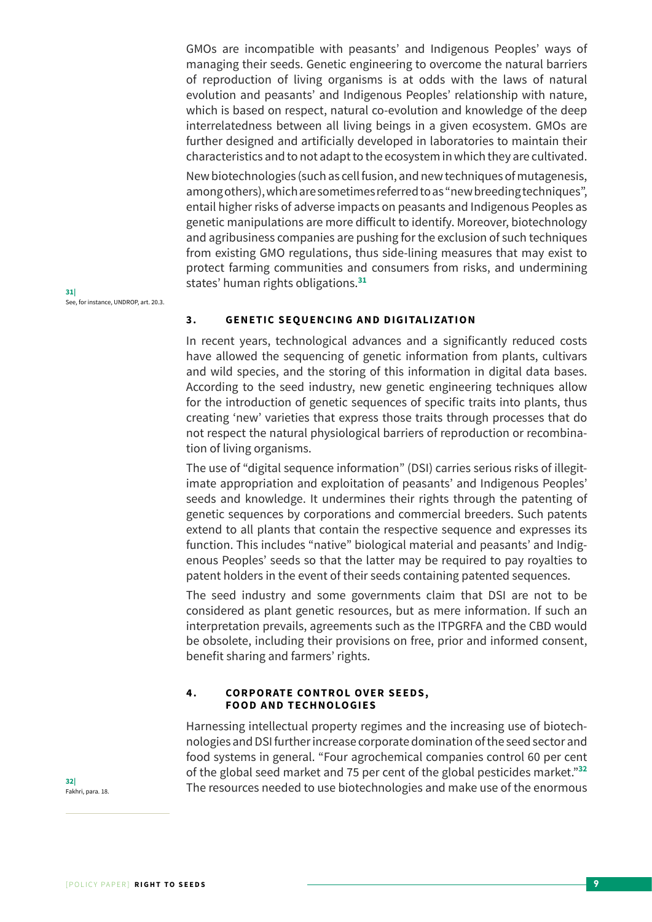GMOs are incompatible with peasants' and Indigenous Peoples' ways of managing their seeds. Genetic engineering to overcome the natural barriers of reproduction of living organisms is at odds with the laws of natural evolution and peasants' and Indigenous Peoples' relationship with nature, which is based on respect, natural co-evolution and knowledge of the deep interrelatedness between all living beings in a given ecosystem. GMOs are further designed and artificially developed in laboratories to maintain their characteristics and to not adapt to the ecosystem in which they are cultivated.

New biotechnologies (such as cell fusion, and new techniques of mutagenesis, among others), which are sometimes referred to as "new breeding techniques", entail higher risks of adverse impacts on peasants and Indigenous Peoples as genetic manipulations are more difficult to identify. Moreover, biotechnology and agribusiness companies are pushing for the exclusion of such techniques from existing GMO regulations, thus side-lining measures that may exist to protect farming communities and consumers from risks, and undermining states' human rights obligations.[31]

### 3. GENETIC SEQUENCING AND DIGITALIZATION

In recent years, technological advances and a significantly reduced costs have allowed the sequencing of genetic information from plants, cultivars and wild species, and the storing of this information in digital data bases. According to the seed industry, new genetic engineering techniques allow for the introduction of genetic sequences of specific traits into plants, thus creating 'new' varieties that express those traits through processes that do not respect the natural physiological barriers of reproduction or recombination of living organisms.

The use of "digital sequence information" (DSI) carries serious risks of illegitimate appropriation and exploitation of peasants' and Indigenous Peoples' seeds and knowledge. It undermines their rights through the patenting of genetic sequences by corporations and commercial breeders. Such patents extend to all plants that contain the respective sequence and expresses its function. This includes "native" biological material and peasants' and Indigenous Peoples' seeds so that the latter may be required to pay royalties to patent holders in the event of their seeds containing patented sequences.

The seed industry and some governments claim that DSI are not to be considered as plant genetic resources, but as mere information. If such an interpretation prevails, agreements such as the ITPGRFA and the CBD would be obsolete, including their provisions on free, prior and informed consent, benefit sharing and farmers' rights.

### 4. CORPORATE CONTROL OVER SEEDS, FOOD AND TECHNOLOGIES

Harnessing intellectual property regimes and the increasing use of biotechnologies and DSI further increase corporate domination of the seed sector and food systems in general. "Four agrochemical companies control 60 per cent of the global seed market and 75 per cent of the global pesticides market."[32] The resources needed to use biotechnologies and make use of the enormous

[31] See, for instance, UNDROP, art. 20.3.

[32] Fakhri, para. 18.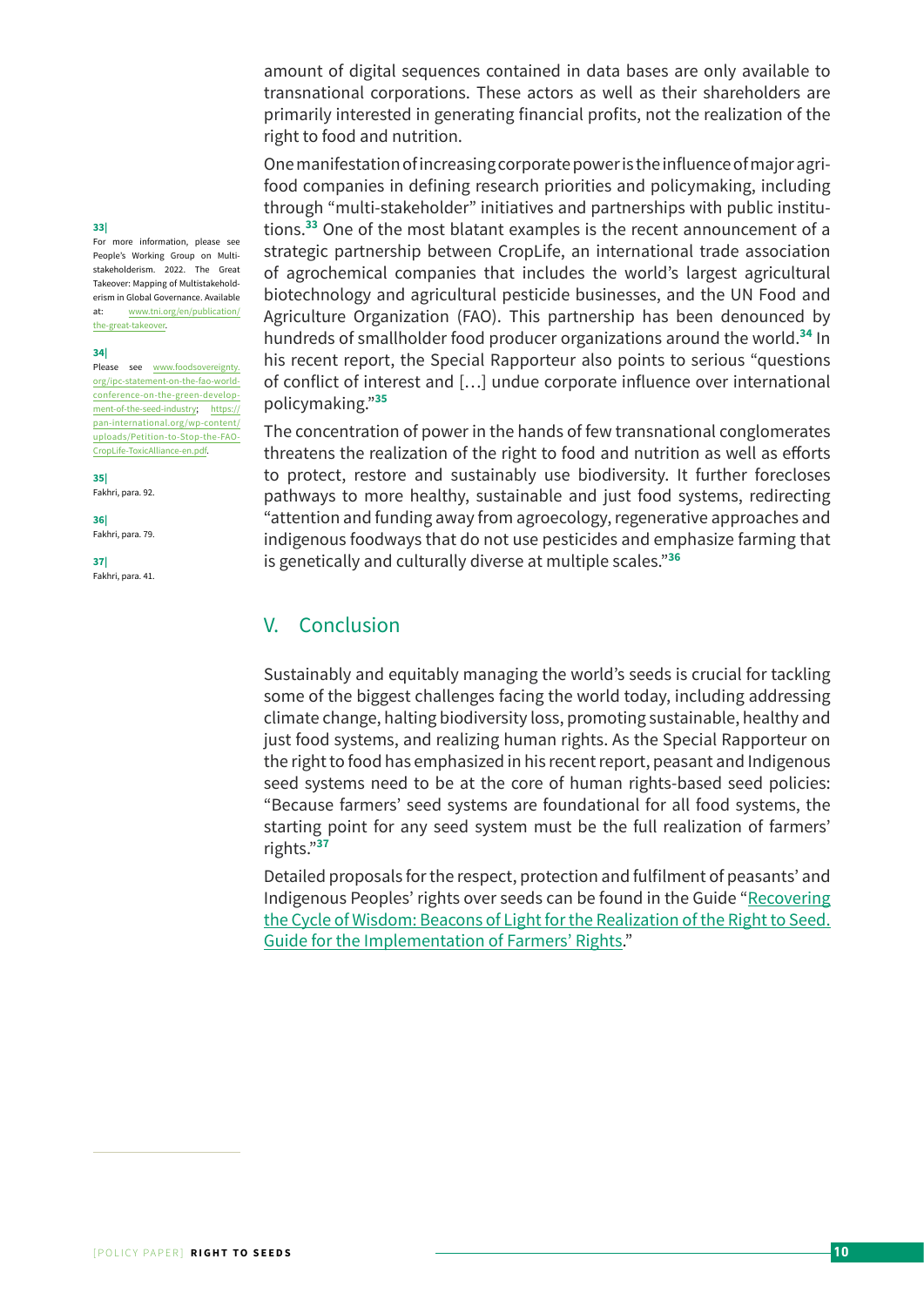amount of digital sequences contained in data bases are only available to transnational corporations. These actors as well as their shareholders are primarily interested in generating financial profits, not the realization of the right to food and nutrition.

One manifestation of increasing corporate power is the influence of major agri-food companies in defining research priorities and policymaking, including through "multi-stakeholder" initiatives and partnerships with public institutions.[33] One of the most blatant examples is the recent announcement of a strategic partnership between CropLife, an international trade association of agrochemical companies that includes the world's largest agricultural biotechnology and agricultural pesticide businesses, and the UN Food and Agriculture Organization (FAO). This partnership has been denounced by hundreds of smallholder food producer organizations around the world.[34] In his recent report, the Special Rapporteur also points to serious "questions of conflict of interest and […] undue corporate influence over international policymaking."[35]

The concentration of power in the hands of few transnational conglomerates threatens the realization of the right to food and nutrition as well as efforts to protect, restore and sustainably use biodiversity. It further forecloses pathways to more healthy, sustainable and just food systems, redirecting "attention and funding away from agroecology, regenerative approaches and indigenous foodways that do not use pesticides and emphasize farming that is genetically and culturally diverse at multiple scales."[36]

## V. Conclusion

Sustainably and equitably managing the world's seeds is crucial for tackling some of the biggest challenges facing the world today, including addressing climate change, halting biodiversity loss, promoting sustainable, healthy and just food systems, and realizing human rights. As the Special Rapporteur on the right to food has emphasized in his recent report, peasant and Indigenous seed systems need to be at the core of human rights-based seed policies: "Because farmers' seed systems are foundational for all food systems, the starting point for any seed system must be the full realization of farmers' rights."[37]

Detailed proposals for the respect, protection and fulfilment of peasants' and Indigenous Peoples' rights over seeds can be found in the Guide "Recovering the Cycle of Wisdom: Beacons of Light for the Realization of the Right to Seed. Guide for the Implementation of Farmers' Rights."

---

**33|** For more information, please see People's Working Group on Multi-stakeholderism. 2022. The Great Takeover: Mapping of Multistakeholderism in Global Governance. Available at: www.tni.org/en/publication/the-great-takeover.

**34|** Please see www.foodsovereignty.org/ipc-statement-on-the-fao-world-conference-on-the-green-development-of-the-seed-industry; https://pan-international.org/wp-content/uploads/Petition-to-Stop-the-FAO-CropLife-ToxicAlliance-en.pdf.

**35|** Fakhri, para. 92.

**36|** Fakhri, para. 79.

**37|** Fakhri, para. 41.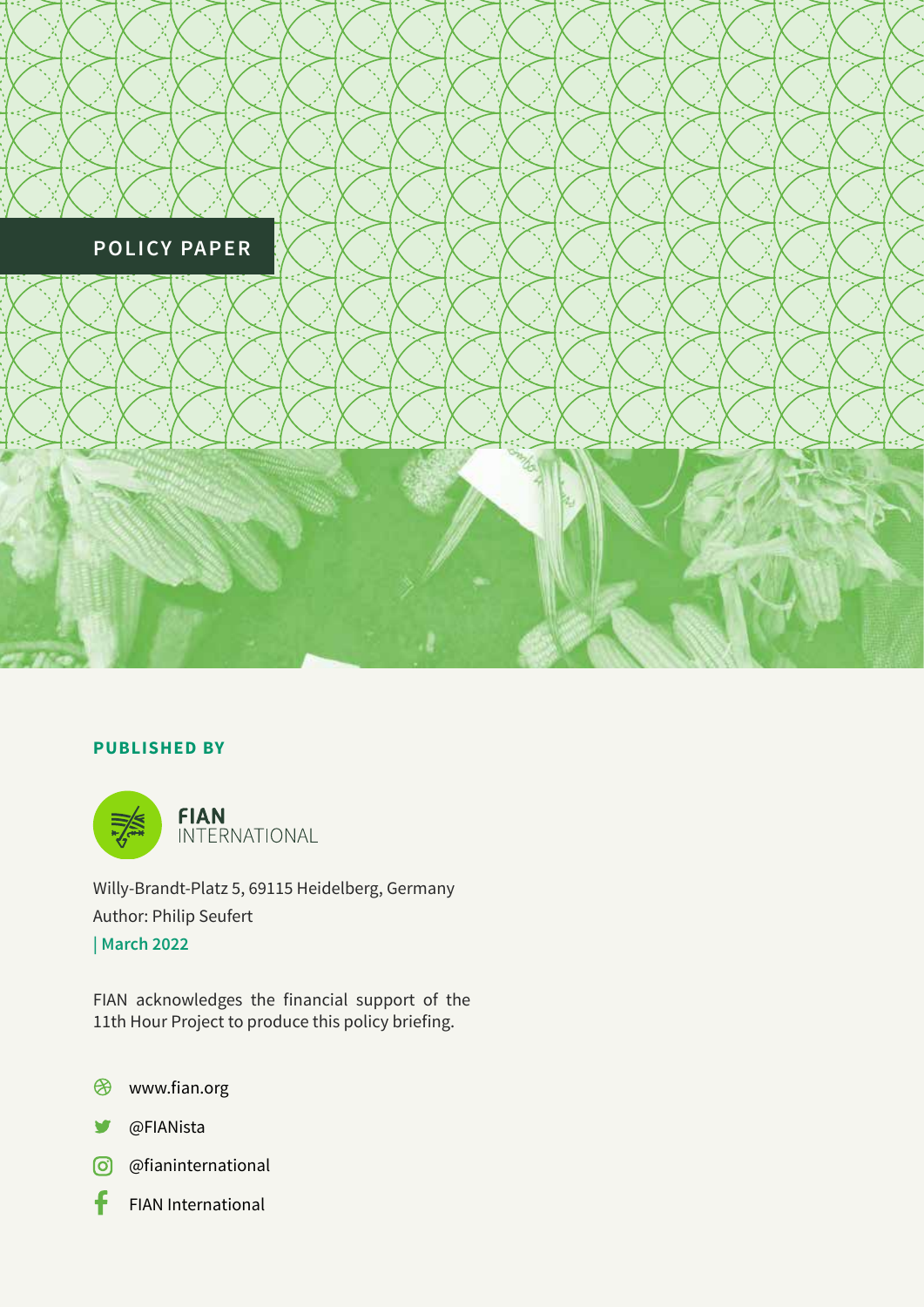POLICY PAPER

**PUBLISHED BY**

**FIAN** INTERNATIONAL

Willy-Brandt-Platz 5, 69115 Heidelberg, Germany
Author: Philip Seufert
| **March 2022**

FIAN acknowledges the financial support of the 11th Hour Project to produce this policy briefing.

www.fian.org

@FIANista

@fianinternational

FIAN International